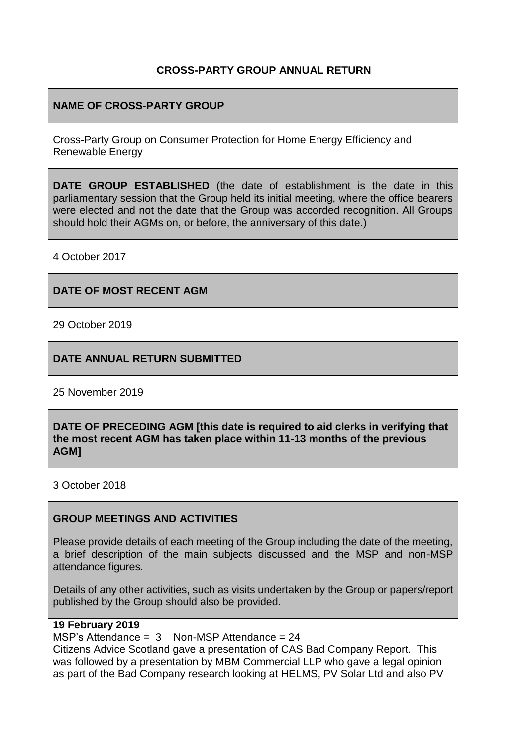# CROSS-PARTY GROUP ANNUAL RETURN

## NAME OF CROSS-PARTY GROUP

Cross-Party Group on Consumer Protection for Home Energy Efficiency and Renewable Energy

**DATE GROUP ESTABLISHED** (the date of establishment is the date in this parliamentary session that the Group held its initial meeting, where the office bearers were elected and not the date that the Group was accorded recognition. All Groups should hold their AGMs on, or before, the anniversary of this date.)

4 October 2017

## DATE OF MOST RECENT AGM

29 October 2019

## DATE ANNUAL RETURN SUBMITTED

25 November 2019

**DATE OF PRECEDING AGM [this date is required to aid clerks in verifying that the most recent AGM has taken place within 11-13 months of the previous AGM]**

3 October 2018

## GROUP MEETINGS AND ACTIVITIES

Please provide details of each meeting of the Group including the date of the meeting, a brief description of the main subjects discussed and the MSP and non-MSP attendance figures.

Details of any other activities, such as visits undertaken by the Group or papers/report published by the Group should also be provided.

**19 February 2019**

MSP's Attendance = 3 Non-MSP Attendance = 24

Citizens Advice Scotland gave a presentation of CAS Bad Company Report. This was followed by a presentation by MBM Commercial LLP who gave a legal opinion as part of the Bad Company research looking at HELMS, PV Solar Ltd and also PV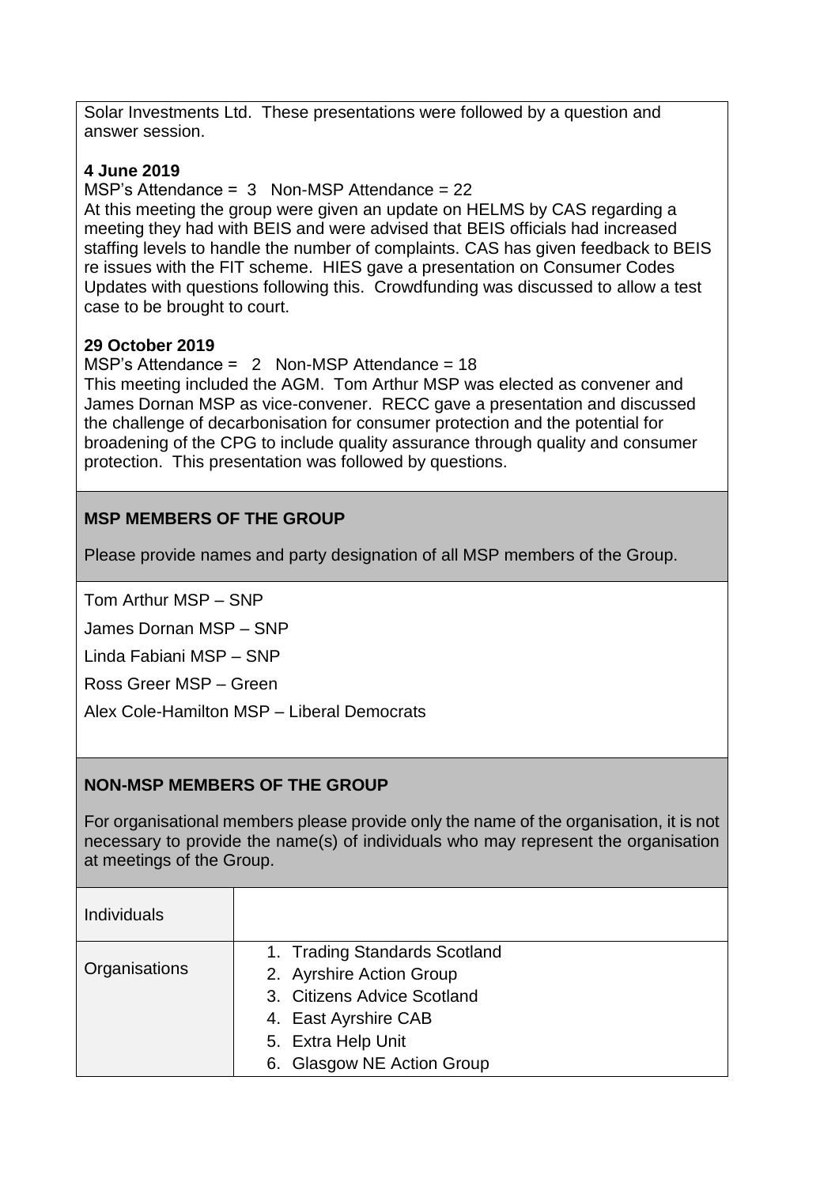Solar Investments Ltd. These presentations were followed by a question and answer session.

**4 June 2019**

MSP's Attendance = 3 Non-MSP Attendance = 22

At this meeting the group were given an update on HELMS by CAS regarding a meeting they had with BEIS and were advised that BEIS officials had increased staffing levels to handle the number of complaints. CAS has given feedback to BEIS re issues with the FIT scheme. HIES gave a presentation on Consumer Codes Updates with questions following this. Crowdfunding was discussed to allow a test case to be brought to court.

**29 October 2019**

MSP's Attendance = 2 Non-MSP Attendance = 18

This meeting included the AGM. Tom Arthur MSP was elected as convener and James Dornan MSP as vice-convener. RECC gave a presentation and discussed the challenge of decarbonisation for consumer protection and the potential for broadening of the CPG to include quality assurance through quality and consumer protection. This presentation was followed by questions.

## MSP MEMBERS OF THE GROUP

Please provide names and party designation of all MSP members of the Group.

Tom Arthur MSP – SNP

James Dornan MSP – SNP

Linda Fabiani MSP – SNP

Ross Greer MSP – Green

Alex Cole-Hamilton MSP – Liberal Democrats

## NON-MSP MEMBERS OF THE GROUP

For organisational members please provide only the name of the organisation, it is not necessary to provide the name(s) of individuals who may represent the organisation at meetings of the Group.

| Individuals | |
|---|---|
| Organisations | 1. Trading Standards Scotland<br>2. Ayrshire Action Group<br>3. Citizens Advice Scotland<br>4. East Ayrshire CAB<br>5. Extra Help Unit<br>6. Glasgow NE Action Group |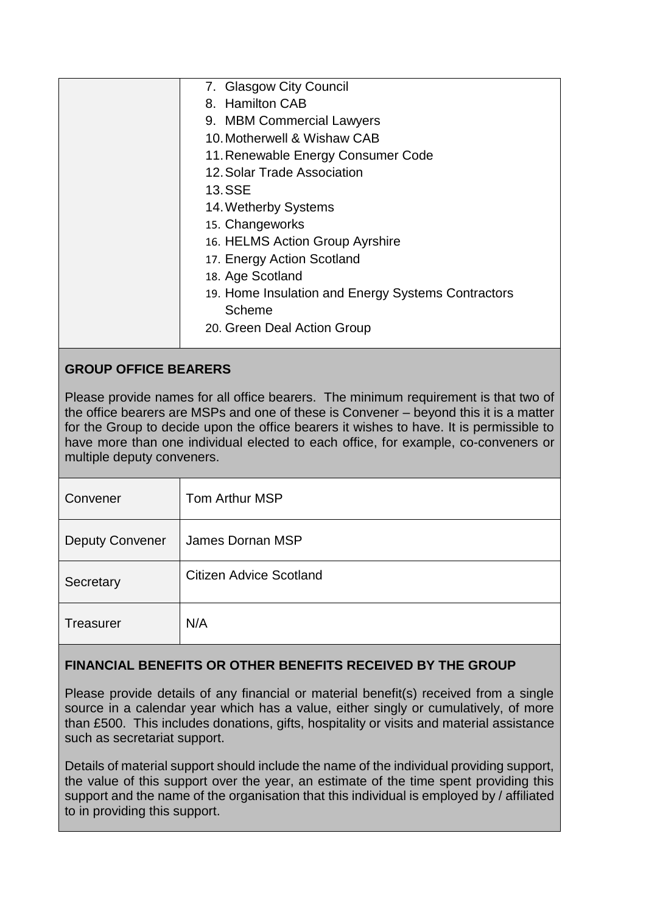| | |
|---|---|
| | 7. Glasgow City Council<br>8. Hamilton CAB<br>9. MBM Commercial Lawyers<br>10. Motherwell & Wishaw CAB<br>11. Renewable Energy Consumer Code<br>12. Solar Trade Association<br>13. SSE<br>14. Wetherby Systems<br>15. Changeworks<br>16. HELMS Action Group Ayrshire<br>17. Energy Action Scotland<br>18. Age Scotland<br>19. Home Insulation and Energy Systems Contractors Scheme<br>20. Green Deal Action Group |

**GROUP OFFICE BEARERS**

Please provide names for all office bearers. The minimum requirement is that two of the office bearers are MSPs and one of these is Convener – beyond this it is a matter for the Group to decide upon the office bearers it wishes to have. It is permissible to have more than one individual elected to each office, for example, co-conveners or multiple deputy conveners.

| | |
|---|---|
| Convener | Tom Arthur MSP |
| Deputy Convener | James Dornan MSP |
| Secretary | Citizen Advice Scotland |
| Treasurer | N/A |

**FINANCIAL BENEFITS OR OTHER BENEFITS RECEIVED BY THE GROUP**

Please provide details of any financial or material benefit(s) received from a single source in a calendar year which has a value, either singly or cumulatively, of more than £500. This includes donations, gifts, hospitality or visits and material assistance such as secretariat support.

Details of material support should include the name of the individual providing support, the value of this support over the year, an estimate of the time spent providing this support and the name of the organisation that this individual is employed by / affiliated to in providing this support.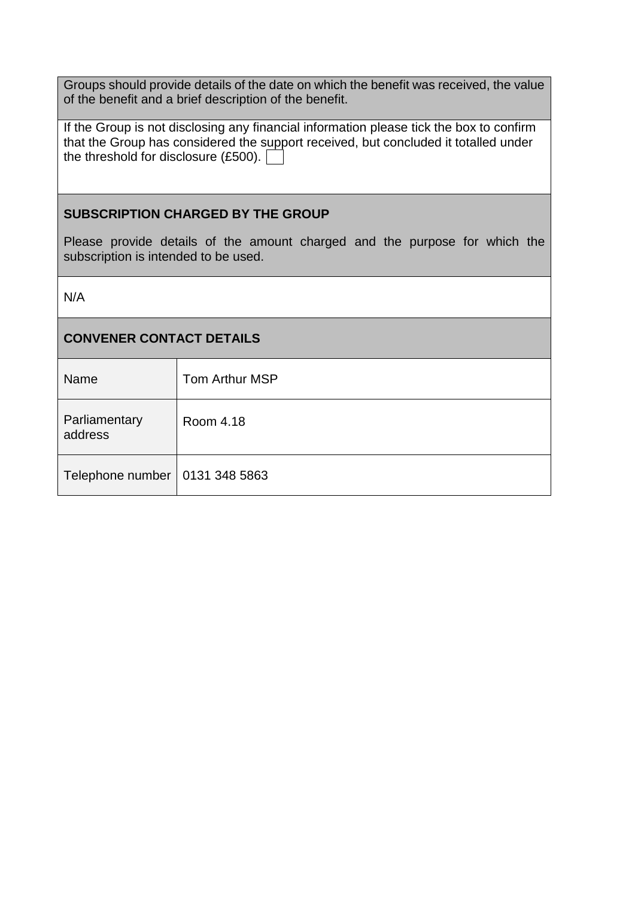Groups should provide details of the date on which the benefit was received, the value of the benefit and a brief description of the benefit.

If the Group is not disclosing any financial information please tick the box to confirm that the Group has considered the support received, but concluded it totalled under the threshold for disclosure (£500). ☐

## SUBSCRIPTION CHARGED BY THE GROUP

Please provide details of the amount charged and the purpose for which the subscription is intended to be used.

N/A

## CONVENER CONTACT DETAILS

| | |
|---|---|
| Name | Tom Arthur MSP |
| Parliamentary address | Room 4.18 |
| Telephone number | 0131 348 5863 |